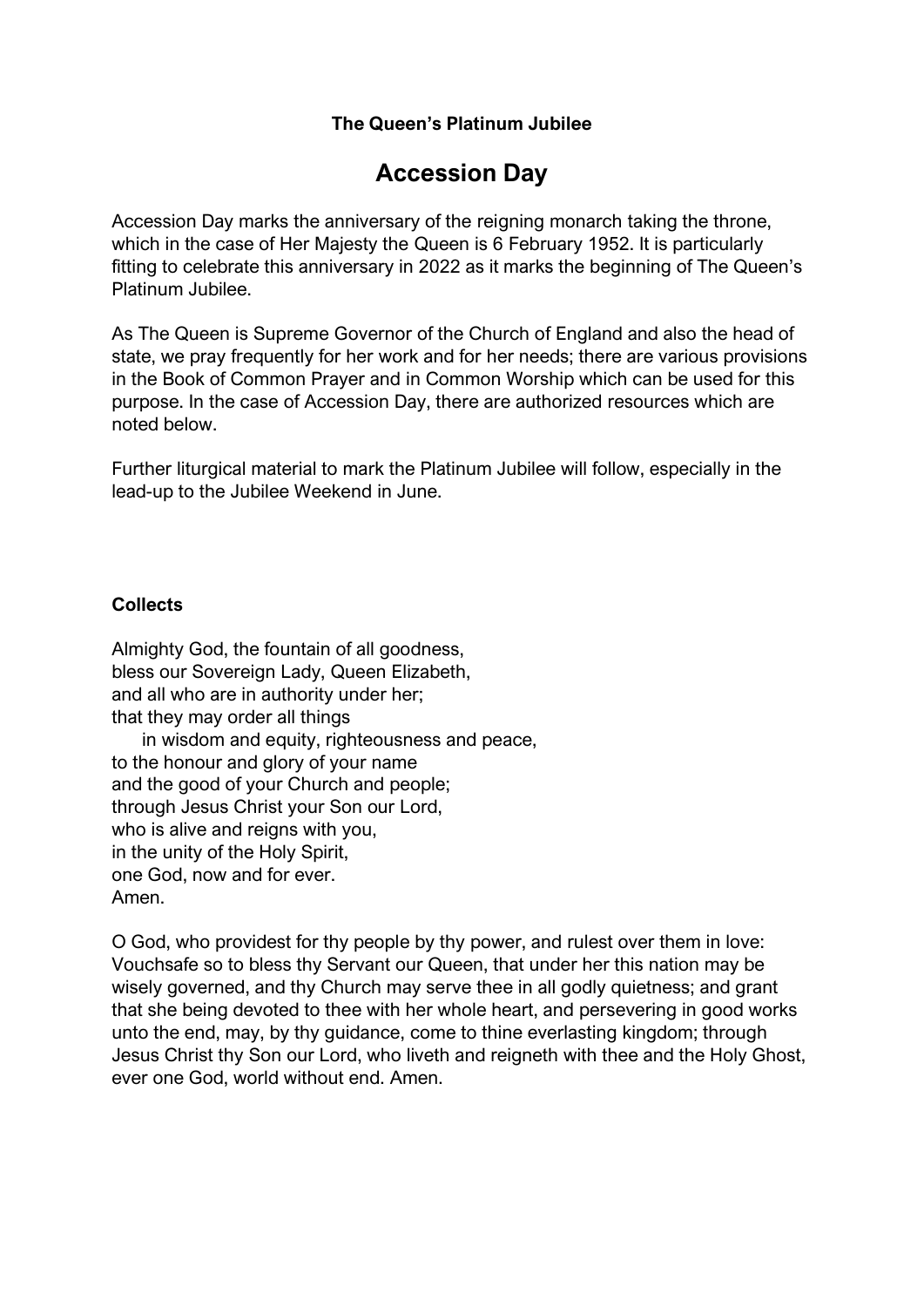**The Queen's Platinum Jubilee**

# Accession Day

Accession Day marks the anniversary of the reigning monarch taking the throne, which in the case of Her Majesty the Queen is 6 February 1952. It is particularly fitting to celebrate this anniversary in 2022 as it marks the beginning of The Queen's Platinum Jubilee.

As The Queen is Supreme Governor of the Church of England and also the head of state, we pray frequently for her work and for her needs; there are various provisions in the Book of Common Prayer and in Common Worship which can be used for this purpose. In the case of Accession Day, there are authorized resources which are noted below.

Further liturgical material to mark the Platinum Jubilee will follow, especially in the lead-up to the Jubilee Weekend in June.

**Collects**

Almighty God, the fountain of all goodness,  
bless our Sovereign Lady, Queen Elizabeth,  
and all who are in authority under her;  
that they may order all things  
    in wisdom and equity, righteousness and peace,  
to the honour and glory of your name  
and the good of your Church and people;  
through Jesus Christ your Son our Lord,  
who is alive and reigns with you,  
in the unity of the Holy Spirit,  
one God, now and for ever.  
Amen.

O God, who providest for thy people by thy power, and rulest over them in love: Vouchsafe so to bless thy Servant our Queen, that under her this nation may be wisely governed, and thy Church may serve thee in all godly quietness; and grant that she being devoted to thee with her whole heart, and persevering in good works unto the end, may, by thy guidance, come to thine everlasting kingdom; through Jesus Christ thy Son our Lord, who liveth and reigneth with thee and the Holy Ghost, ever one God, world without end. Amen.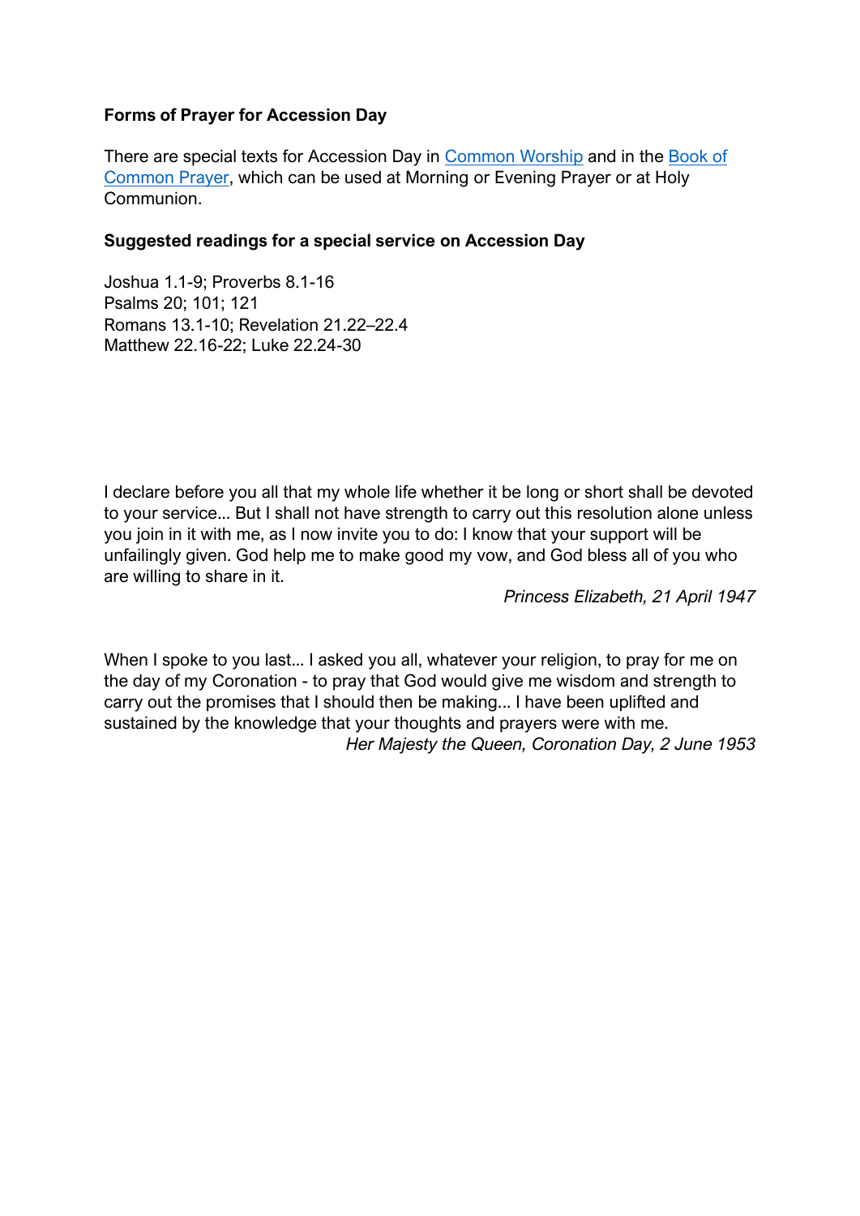**Forms of Prayer for Accession Day**

There are special texts for Accession Day in [Common Worship]() and in the [Book of Common Prayer](), which can be used at Morning or Evening Prayer or at Holy Communion.

**Suggested readings for a special service on Accession Day**

Joshua 1.1-9; Proverbs 8.1-16
Psalms 20; 101; 121
Romans 13.1-10; Revelation 21.22–22.4
Matthew 22.16-22; Luke 22.24-30

I declare before you all that my whole life whether it be long or short shall be devoted to your service... But I shall not have strength to carry out this resolution alone unless you join in it with me, as I now invite you to do: I know that your support will be unfailingly given. God help me to make good my vow, and God bless all of you who are willing to share in it.

*Princess Elizabeth, 21 April 1947*

When I spoke to you last... I asked you all, whatever your religion, to pray for me on the day of my Coronation - to pray that God would give me wisdom and strength to carry out the promises that I should then be making... I have been uplifted and sustained by the knowledge that your thoughts and prayers were with me.

*Her Majesty the Queen, Coronation Day, 2 June 1953*